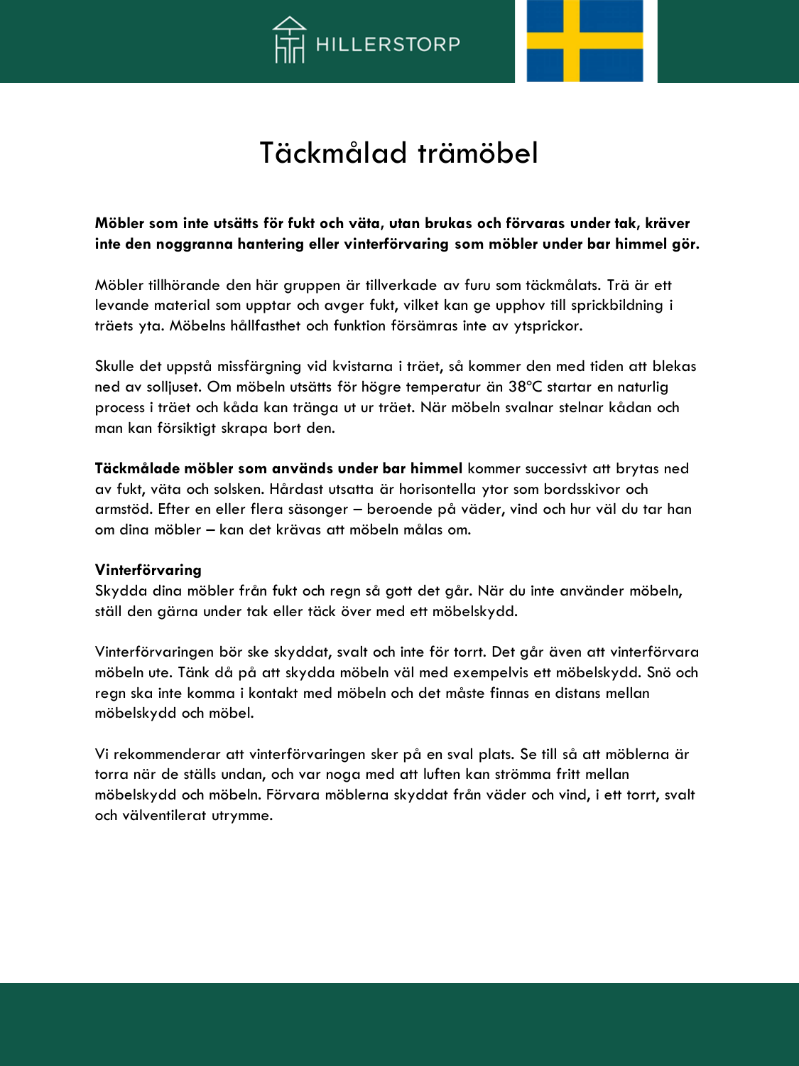# Täckmålad trämöbel

**Möbler som inte utsätts för fukt och väta, utan brukas och förvaras under tak, kräver inte den noggranna hantering eller vinterförvaring som möbler under bar himmel gör.**

Möbler tillhörande den här gruppen är tillverkade av furu som täckmålats. Trä är ett levande material som upptar och avger fukt, vilket kan ge upphov till sprickbildning i träets yta. Möbelns hållfasthet och funktion försämras inte av ytsprickor.

Skulle det uppstå missfärgning vid kvistarna i träet, så kommer den med tiden att blekas ned av solljuset. Om möbeln utsätts för högre temperatur än 38°C startar en naturlig process i träet och kåda kan tränga ut ur träet. När möbeln svalnar stelnar kådan och man kan försiktigt skrapa bort den.

**Täckmålade möbler som används under bar himmel** kommer successivt att brytas ned av fukt, väta och solsken. Hårdast utsatta är horisontella ytor som bordsskivor och armstöd. Efter en eller flera säsonger – beroende på väder, vind och hur väl du tar han om dina möbler – kan det krävas att möbeln målas om.

**Vinterförvaring**

Skydda dina möbler från fukt och regn så gott det går. När du inte använder möbeln, ställ den gärna under tak eller täck över med ett möbelskydd.

Vinterförvaringen bör ske skyddat, svalt och inte för torrt. Det går även att vinterförvara möbeln ute. Tänk då på att skydda möbeln väl med exempelvis ett möbelskydd. Snö och regn ska inte komma i kontakt med möbeln och det måste finnas en distans mellan möbelskydd och möbel.

Vi rekommenderar att vinterförvaringen sker på en sval plats. Se till så att möblerna är torra när de ställs undan, och var noga med att luften kan strömma fritt mellan möbelskydd och möbeln. Förvara möblerna skyddat från väder och vind, i ett torrt, svalt och välventilerat utrymme.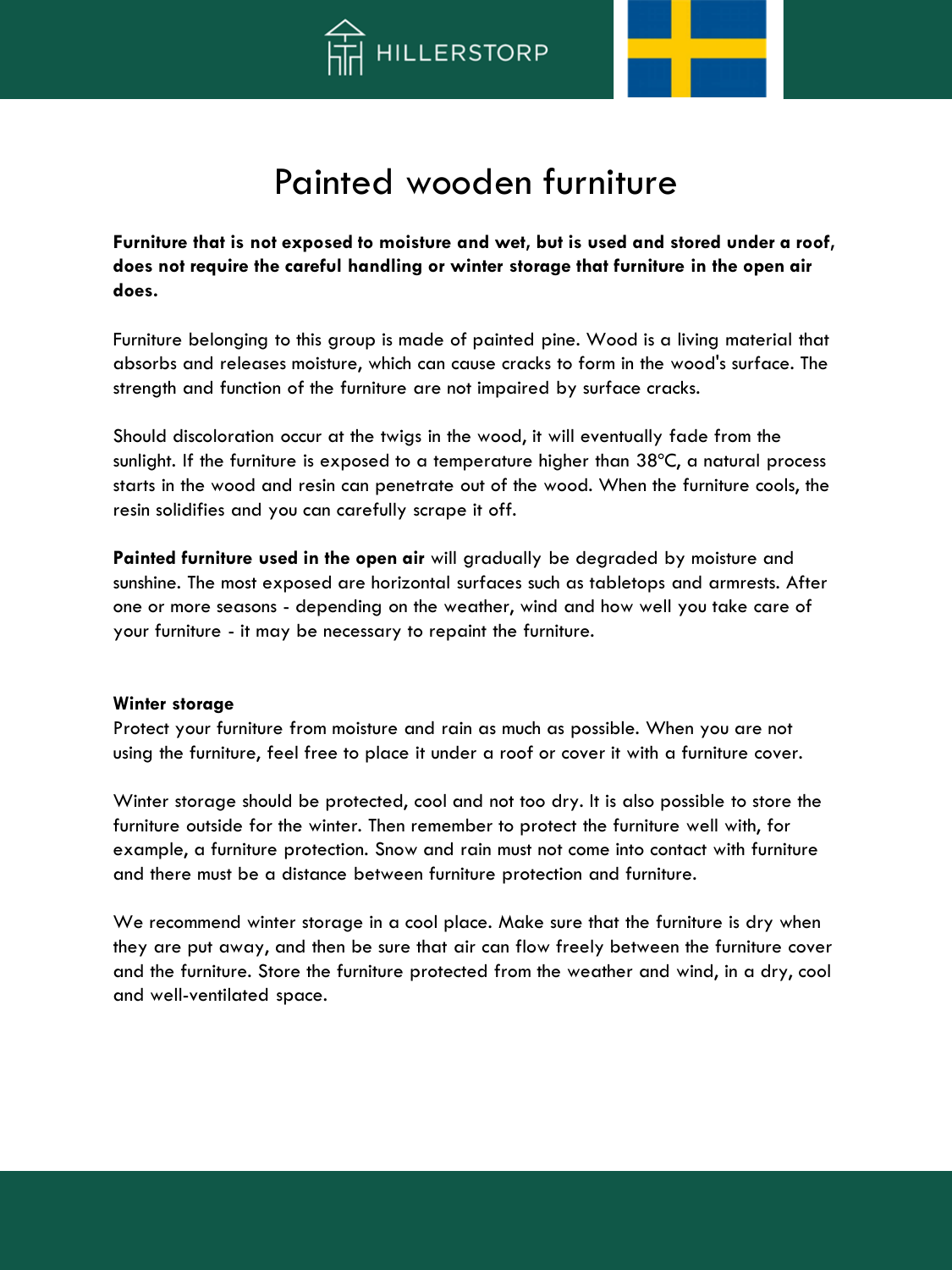# Painted wooden furniture

**Furniture that is not exposed to moisture and wet, but is used and stored under a roof, does not require the careful handling or winter storage that furniture in the open air does.**

Furniture belonging to this group is made of painted pine. Wood is a living material that absorbs and releases moisture, which can cause cracks to form in the wood's surface. The strength and function of the furniture are not impaired by surface cracks.

Should discoloration occur at the twigs in the wood, it will eventually fade from the sunlight. If the furniture is exposed to a temperature higher than 38°C, a natural process starts in the wood and resin can penetrate out of the wood. When the furniture cools, the resin solidifies and you can carefully scrape it off.

**Painted furniture used in the open air** will gradually be degraded by moisture and sunshine. The most exposed are horizontal surfaces such as tabletops and armrests. After one or more seasons - depending on the weather, wind and how well you take care of your furniture - it may be necessary to repaint the furniture.

**Winter storage**

Protect your furniture from moisture and rain as much as possible. When you are not using the furniture, feel free to place it under a roof or cover it with a furniture cover.

Winter storage should be protected, cool and not too dry. It is also possible to store the furniture outside for the winter. Then remember to protect the furniture well with, for example, a furniture protection. Snow and rain must not come into contact with furniture and there must be a distance between furniture protection and furniture.

We recommend winter storage in a cool place. Make sure that the furniture is dry when they are put away, and then be sure that air can flow freely between the furniture cover and the furniture. Store the furniture protected from the weather and wind, in a dry, cool and well-ventilated space.